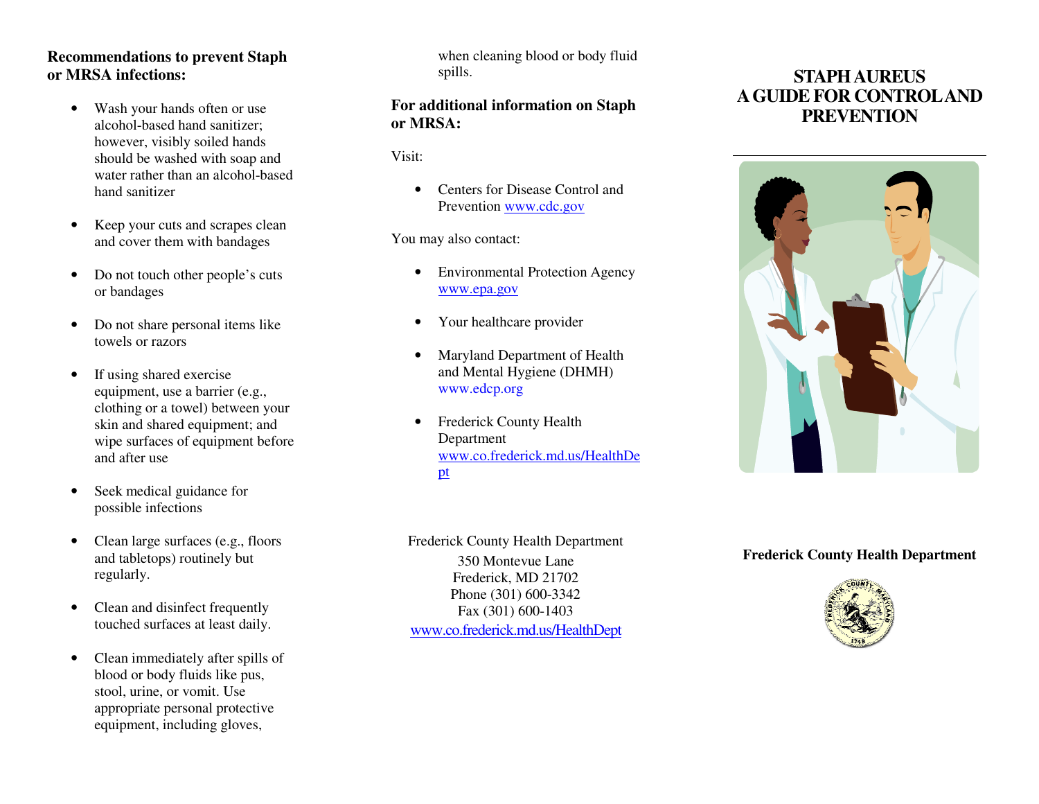## Recommendations to prevent Staph or MRSA infections:

- Wash your hands often or use alcohol-based hand sanitizer; however, visibly soiled hands should be washed with soap and water rather than an alcohol-based hand sanitizer
- Keep your cuts and scrapes clean and cover them with bandages
- Do not touch other people's cuts or bandages
- Do not share personal items like towels or razors
- If using shared exercise equipment, use a barrier (e.g., clothing or a towel) between your skin and shared equipment; and wipe surfaces of equipment before and after use
- Seek medical guidance for possible infections
- Clean large surfaces (e.g., floors and tabletops) routinely but regularly.
- Clean and disinfect frequently touched surfaces at least daily.
- Clean immediately after spills of blood or body fluids like pus, stool, urine, or vomit. Use appropriate personal protective equipment, including gloves, when cleaning blood or body fluid spills.

## For additional information on Staph or MRSA:

Visit:

- Centers for Disease Control and Prevention www.cdc.gov

You may also contact:

- Environmental Protection Agency www.epa.gov
- Your healthcare provider
- Maryland Department of Health and Mental Hygiene (DHMH) www.edcp.org
- Frederick County Health Department www.co.frederick.md.us/HealthDept

Frederick County Health Department
350 Montevue Lane
Frederick, MD 21702
Phone (301) 600-3342
Fax (301) 600-1403
www.co.frederick.md.us/HealthDept

# STAPH AUREUS A GUIDE FOR CONTROL AND PREVENTION

**Frederick County Health Department**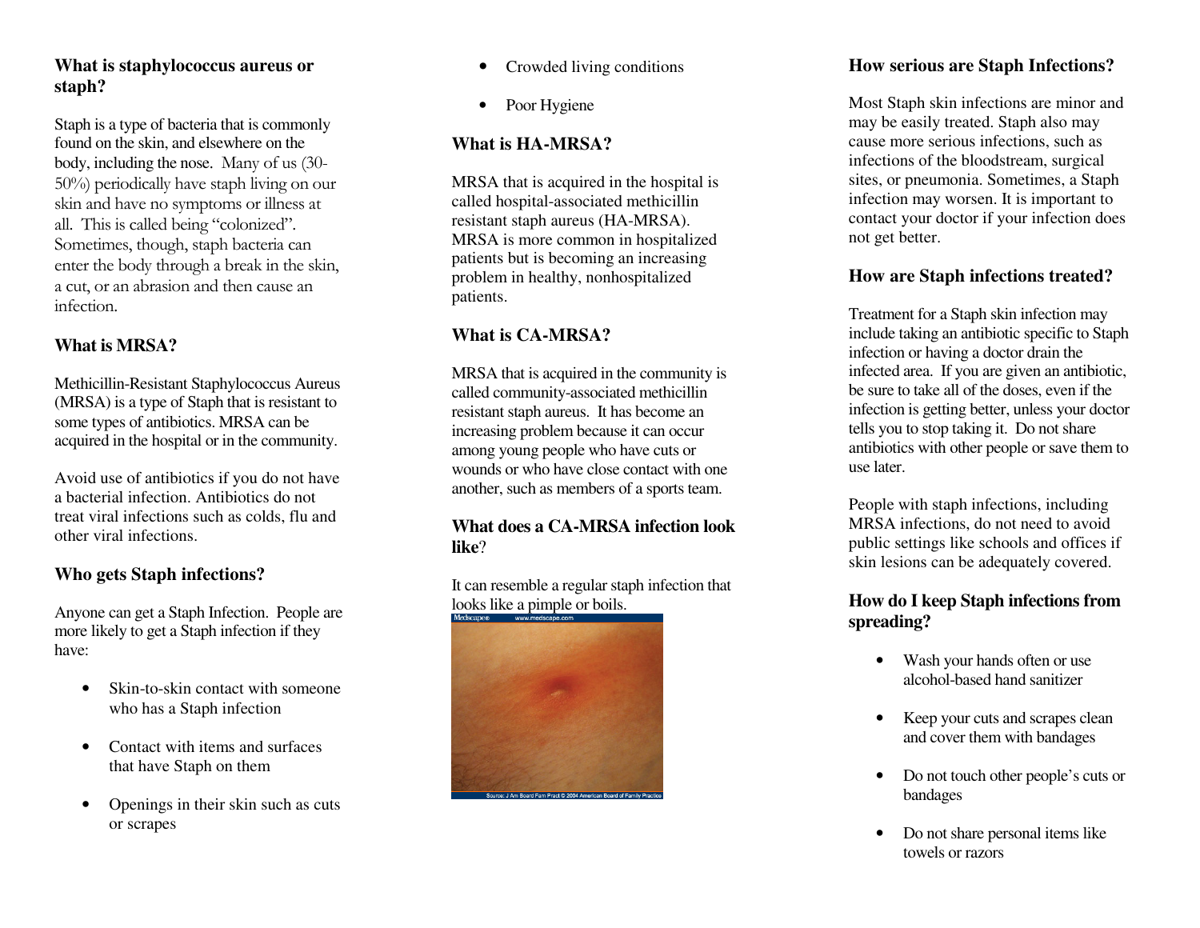## What is staphylococcus aureus or staph?

Staph is a type of bacteria that is commonly found on the skin, and elsewhere on the body, including the nose. Many of us (30-50%) periodically have staph living on our skin and have no symptoms or illness at all. This is called being "colonized". Sometimes, though, staph bacteria can enter the body through a break in the skin, a cut, or an abrasion and then cause an infection.

## What is MRSA?

Methicillin-Resistant Staphylococcus Aureus (MRSA) is a type of Staph that is resistant to some types of antibiotics. MRSA can be acquired in the hospital or in the community.

Avoid use of antibiotics if you do not have a bacterial infection. Antibiotics do not treat viral infections such as colds, flu and other viral infections.

## Who gets Staph infections?

Anyone can get a Staph Infection. People are more likely to get a Staph infection if they have:

- Skin-to-skin contact with someone who has a Staph infection
- Contact with items and surfaces that have Staph on them
- Openings in their skin such as cuts or scrapes
- Crowded living conditions
- Poor Hygiene

## What is HA-MRSA?

MRSA that is acquired in the hospital is called hospital-associated methicillin resistant staph aureus (HA-MRSA). MRSA is more common in hospitalized patients but is becoming an increasing problem in healthy, nonhospitalized patients.

## What is CA-MRSA?

MRSA that is acquired in the community is called community-associated methicillin resistant staph aureus. It has become an increasing problem because it can occur among young people who have cuts or wounds or who have close contact with one another, such as members of a sports team.

## What does a CA-MRSA infection look like?

It can resemble a regular staph infection that looks like a pimple or boils.

Medscape® www.medscape.com

Source: J Am Board Fam Pract © 2004 American Board of Family Practice

## How serious are Staph Infections?

Most Staph skin infections are minor and may be easily treated. Staph also may cause more serious infections, such as infections of the bloodstream, surgical sites, or pneumonia. Sometimes, a Staph infection may worsen. It is important to contact your doctor if your infection does not get better.

## How are Staph infections treated?

Treatment for a Staph skin infection may include taking an antibiotic specific to Staph infection or having a doctor drain the infected area. If you are given an antibiotic, be sure to take all of the doses, even if the infection is getting better, unless your doctor tells you to stop taking it. Do not share antibiotics with other people or save them to use later.

People with staph infections, including MRSA infections, do not need to avoid public settings like schools and offices if skin lesions can be adequately covered.

## How do I keep Staph infections from spreading?

- Wash your hands often or use alcohol-based hand sanitizer
- Keep your cuts and scrapes clean and cover them with bandages
- Do not touch other people's cuts or bandages
- Do not share personal items like towels or razors